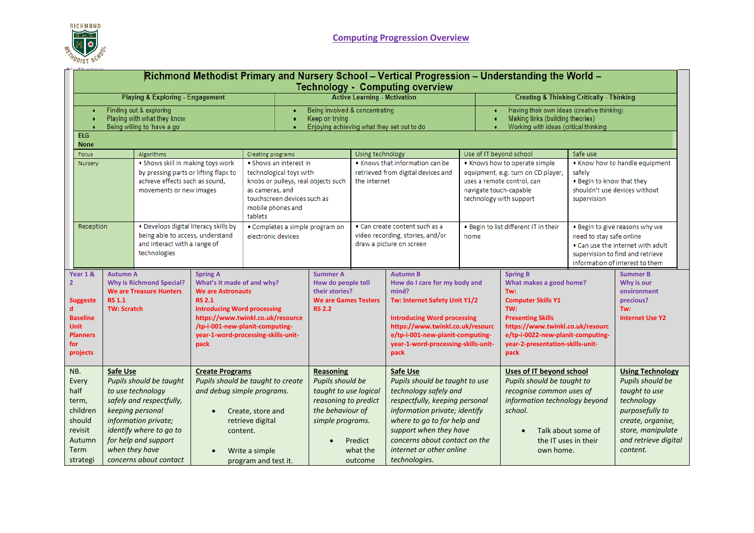RICHMOND METHODIST SCHOOL

# Computing Progression Overview

| Richmond Methodist Primary and Nursery School – Vertical Progression – Understanding the World – Technology - Computing overview | | | | | |
|---|---|---|---|---|---|
| Playing & Exploring - Engagement | | Active Learning - Motivation | | Creating & Thinking Critically - Thinking | |
| • Finding out & exploring<br>• Playing with what they know<br>• Being willing to 'have a go' | | • Being involved & concentrating<br>• Keep on trying<br>• Enjoying achieving what they set out to do | | • Having their own ideas (creative thinking)<br>• Making links (building theories)<br>• Working with ideas (critical thinking | |
| **ELG**<br>**None** | | | | | |
| Focus | Algorithms | Creating programs | Using technology | Use of IT beyond school | Safe use |
| Nursery | • Shows skill in making toys work by pressing parts or lifting flaps to achieve effects such as sound, movements or new images | • Shows an interest in technological toys with knobs or pulleys, real objects such as cameras, and touchscreen devices such as mobile phones and tablets | • Knows that information can be retrieved from digital devices and the internet | • Knows how to operate simple equipment, e.g. turn on CD player, uses a remote control, can navigate touch-capable technology with support | • Know how to handle equipment safely<br>• Begin to know that they shouldn't use devices without supervision |
| Reception | • Develops digital literacy skills by being able to access, understand and interact with a range of technologies | • Completes a simple program on electronic devices | • Can create content such as a video recording, stories, and/or draw a picture on screen | • Begin to list different IT in their home | • Begin to give reasons why we need to stay safe online<br>• Can use the internet with adult supervision to find and retrieve information of interest to them |

| Year 1 & 2<br><br>Suggested Baseline Unit Planners for projects | Autumn A<br>Why is Richmond Special?<br>We are Treasure Hunters<br>RS 1.1<br>TW: Scratch | Spring A<br>What's it made of and why?<br>We are Astronauts<br>RS 2.1<br>Introducing Word processing<br>https://www.twinkl.co.uk/resource/tp-i-001-new-planit-computing-year-1-word-processing-skills-unit-pack | Summer A<br>How do people tell their stories?<br>We are Games Testers<br>RS 2.2 | Autumn B<br>How do I care for my body and mind?<br>Tw: Internet Safety Unit Y1/2<br><br>Introducing Word processing<br>https://www.twinkl.co.uk/resource/tp-i-001-new-planit-computing-year-1-word-processing-skills-unit-pack | Spring B<br>What makes a good home?<br>Tw:<br>Computer Skills Y1<br>TW:<br>Presenting Skills<br>https://www.twinkl.co.uk/resource/tp-i-0022-new-planit-computing-year-2-presentation-skills-unit-pack | Summer B<br>Why is our environment precious?<br>Tw:<br>Internet Use Y2 |
|---|---|---|---|---|---|---|
| NB. Every half term, children should revisit Autumn Term strategi | **Safe Use**<br>*Pupils should be taught to use technology safely and respectfully, keeping personal information private; identify where to go to for help and support when they have concerns about contact* | **Create Programs**<br>*Pupils should be taught to create and debug simple programs.*<br>• Create, store and retrieve digital content.<br>• Write a simple program and test it. | **Reasoning**<br>*Pupils should be taught to use logical reasoning to predict the behaviour of simple programs.*<br>• Predict what the outcome | **Safe Use**<br>*Pupils should be taught to use technology safely and respectfully, keeping personal information private; identify where to go to for help and support when they have concerns about contact on the internet or other online technologies.* | **Uses of IT beyond school**<br>*Pupils should be taught to recognise common uses of information technology beyond school.*<br>• Talk about some of the IT uses in their own home. | **Using Technology**<br>*Pupils should be taught to use technology purposefully to create, organise, store, manipulate and retrieve digital content.* |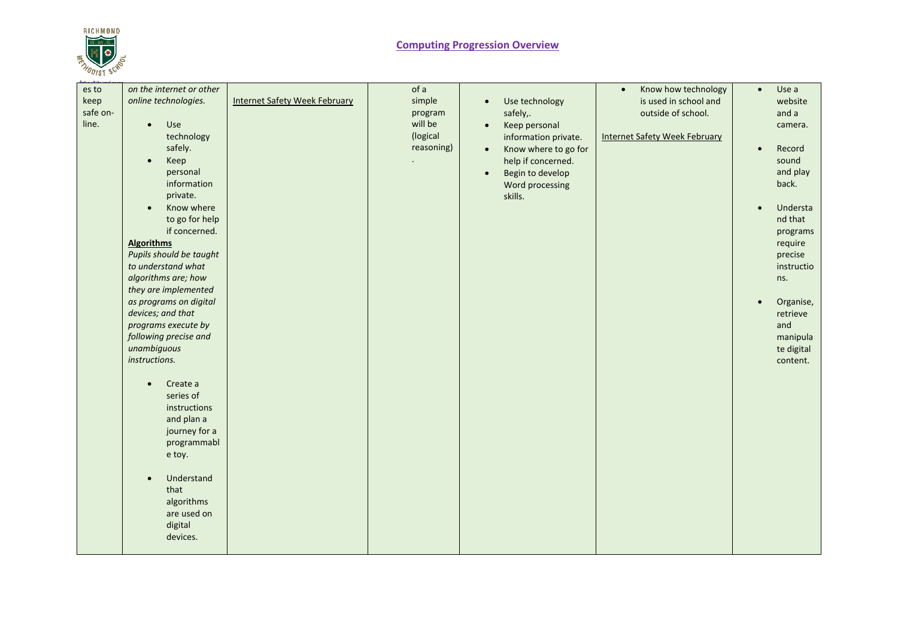## Computing Progression Overview

| | | | | | | |
|---|---|---|---|---|---|---|
| es to keep safe on-line. | *on the internet or other online technologies.*<br><br>• Use technology safely.<br>• Keep personal information private.<br>• Know where to go for help if concerned.<br><br>**Algorithms**<br>*Pupils should be taught to understand what algorithms are; how they are implemented as programs on digital devices; and that programs execute by following precise and unambiguous instructions.*<br><br>• Create a series of instructions and plan a journey for a programmable toy.<br><br>• Understand that algorithms are used on digital devices. | Internet Safety Week February | of a simple program will be (logical reasoning)<br>. | • Use technology safely,.<br>• Keep personal information private.<br>• Know where to go for help if concerned.<br>• Begin to develop Word processing skills. | • Know how technology is used in school and outside of school.<br><br>Internet Safety Week February | • Use a website and a camera.<br><br>• Record sound and play back.<br><br>• Understand that programs require precise instructions.<br><br>• Organise, retrieve and manipulate digital content. |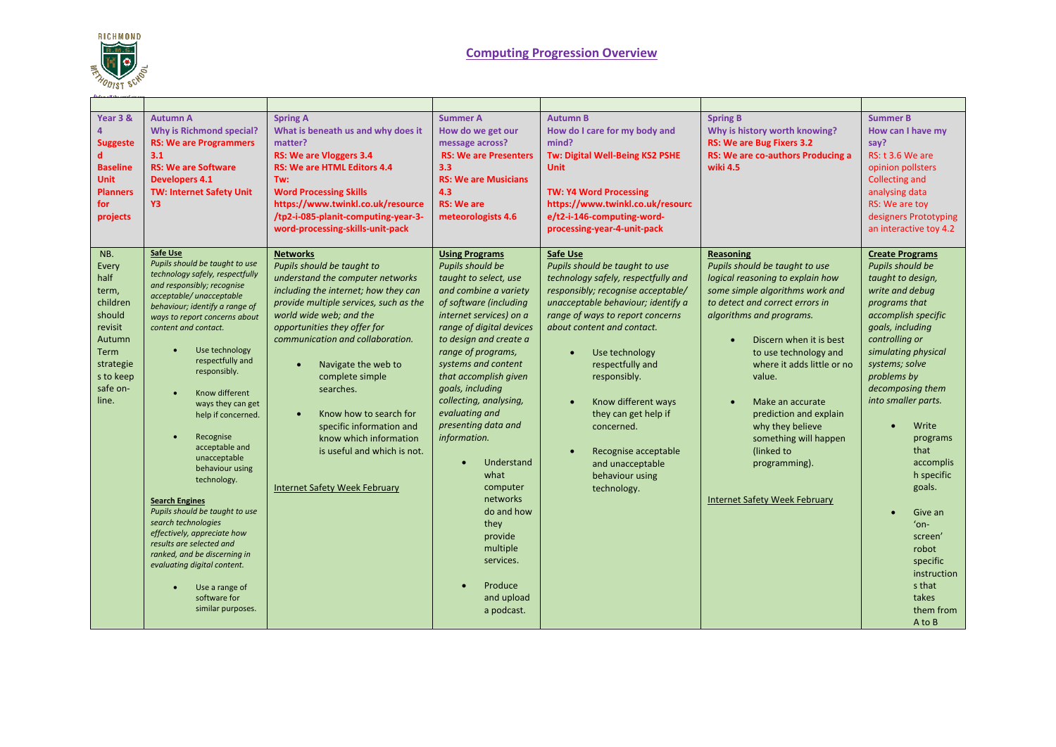# Computing Progression Overview

| | | | | | | |
|---|---|---|---|---|---|---|
| **Year 3 & 4 Suggested Baseline Unit Planners for projects** | **Autumn A**<br>**Why is Richmond special?**<br>**RS: We are Programmers 3.1**<br>**RS: We are Software Developers 4.1**<br>**TW: Internet Safety Unit Y3** | **Spring A**<br>**What is beneath us and why does it matter?**<br>**RS: We are Vloggers 3.4**<br>**RS: We are HTML Editors 4.4**<br>**Tw:**<br>**Word Processing Skills https://www.twinkl.co.uk/resource/tp2-i-085-planit-computing-year-3-word-processing-skills-unit-pack** | **Summer A**<br>**How do we get our message across?**<br>**RS: We are Presenters 3.3**<br>**RS: We are Musicians 4.3**<br>**RS: We are meteorologists 4.6** | **Autumn B**<br>**How do I care for my body and mind?**<br>**Tw: Digital Well-Being KS2 PSHE Unit**<br><br>**TW: Y4 Word Processing https://www.twinkl.co.uk/resource/t2-i-146-computing-word-processing-year-4-unit-pack** | **Spring B**<br>**Why is history worth knowing?**<br>**RS: We are Bug Fixers 3.2**<br>**RS: We are co-authors Producing a wiki 4.5** | **Summer B**<br>**How can I have my say?**<br>RS: t 3.6 We are opinion pollsters Collecting and analysing data<br>RS: We are toy designers Prototyping an interactive toy 4.2 |
| NB. Every half term, children should revisit Autumn Term strategies to keep safe on-line. | **Safe Use**<br>*Pupils should be taught to use technology safely, respectfully and responsibly; recognise acceptable/ unacceptable behaviour; identify a range of ways to report concerns about content and contact.*<br>• Use technology respectfully and responsibly.<br>• Know different ways they can get help if concerned.<br>• Recognise acceptable and unacceptable behaviour using technology.<br><br>**Search Engines**<br>*Pupils should be taught to use search technologies effectively, appreciate how results are selected and ranked, and be discerning in evaluating digital content.*<br>• Use a range of software for similar purposes. | **Networks**<br>*Pupils should be taught to understand the computer networks including the internet; how they can provide multiple services, such as the world wide web; and the opportunities they offer for communication and collaboration.*<br>• Navigate the web to complete simple searches.<br>• Know how to search for specific information and know which information is useful and which is not.<br><br>Internet Safety Week February | **Using Programs**<br>*Pupils should be taught to select, use and combine a variety of software (including internet services) on a range of digital devices to design and create a range of programs, systems and content that accomplish given goals, including collecting, analysing, evaluating and presenting data and information.*<br>• Understand what computer networks do and how they provide multiple services.<br>• Produce and upload a podcast. | **Safe Use**<br>*Pupils should be taught to use technology safely, respectfully and responsibly; recognise acceptable/ unacceptable behaviour; identify a range of ways to report concerns about content and contact.*<br>• Use technology respectfully and responsibly.<br>• Know different ways they can get help if concerned.<br>• Recognise acceptable and unacceptable behaviour using technology. | **Reasoning**<br>*Pupils should be taught to use logical reasoning to explain how some simple algorithms work and to detect and correct errors in algorithms and programs.*<br>• Discern when it is best to use technology and where it adds little or no value.<br>• Make an accurate prediction and explain why they believe something will happen (linked to programming).<br><br>Internet Safety Week February | **Create Programs**<br>*Pupils should be taught to design, write and debug programs that accomplish specific goals, including controlling or simulating physical systems; solve problems by decomposing them into smaller parts.*<br>• Write programs that accomplish specific goals.<br>• Give an 'on-screen' robot specific instructions that takes them from A to B |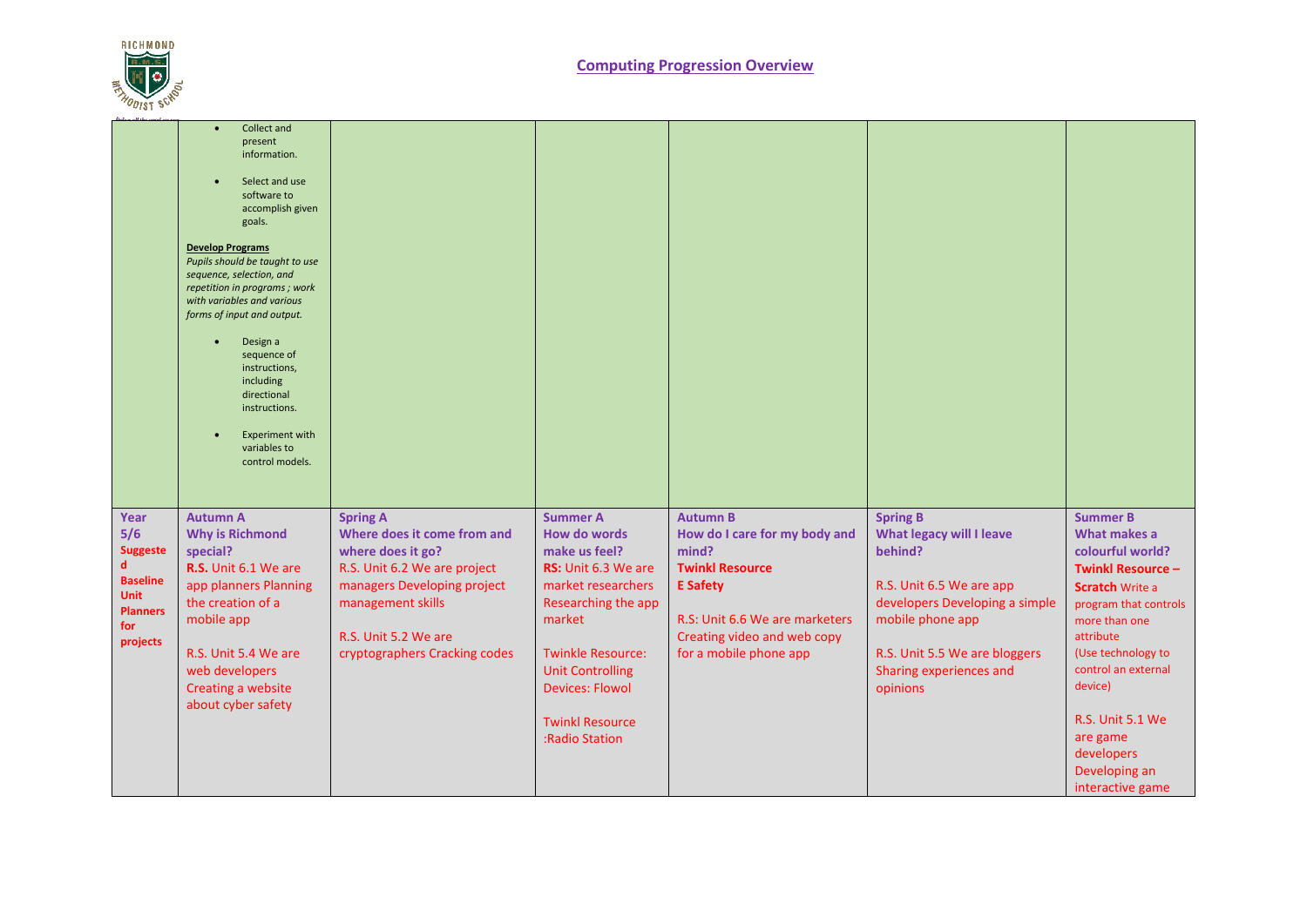## Computing Progression Overview

| | | | | | | |
|---|---|---|---|---|---|---|
| | • Collect and present information.<br><br>• Select and use software to accomplish given goals.<br><br>**Develop Programs**<br>*Pupils should be taught to use sequence, selection, and repetition in programs ; work with variables and various forms of input and output.*<br><br>• Design a sequence of instructions, including directional instructions.<br><br>• Experiment with variables to control models. | | | | | |
| **Year 5/6**<br>**Suggested Baseline Unit Planners for projects** | **Autumn A**<br>**Why is Richmond special?**<br>**R.S.** Unit 6.1 We are app planners Planning the creation of a mobile app<br><br>R.S. Unit 5.4 We are web developers Creating a website about cyber safety | **Spring A**<br>**Where does it come from and where does it go?**<br>R.S. Unit 6.2 We are project managers Developing project management skills<br><br>R.S. Unit 5.2 We are cryptographers Cracking codes | **Summer A**<br>**How do words make us feel?**<br>**RS:** Unit 6.3 We are market researchers Researching the app market<br><br>Twinkle Resource: Unit Controlling Devices: Flowol<br><br>Twinkl Resource :Radio Station | **Autumn B**<br>**How do I care for my body and mind?**<br>**Twinkl Resource**<br>**E Safety**<br><br>R.S: Unit 6.6 We are marketers Creating video and web copy for a mobile phone app | **Spring B**<br>**What legacy will I leave behind?**<br><br>R.S. Unit 6.5 We are app developers Developing a simple mobile phone app<br><br>R.S. Unit 5.5 We are bloggers Sharing experiences and opinions | **Summer B**<br>**What makes a colourful world?**<br>**Twinkl Resource – Scratch** Write a program that controls more than one attribute<br>(Use technology to control an external device)<br><br>R.S. Unit 5.1 We are game developers Developing an interactive game |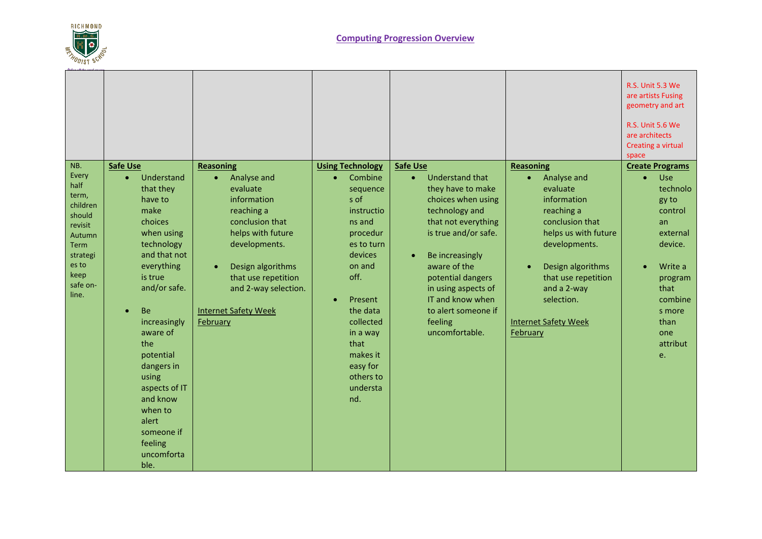## Computing Progression Overview

| | | | | | | |
|---|---|---|---|---|---|---|
| | | | | | | R.S. Unit 5.3 We are artists Fusing geometry and art<br><br>R.S. Unit 5.6 We are architects Creating a virtual space |
| NB. Every half term, children should revisit Autumn Term strategies to keep safe on-line. | **Safe Use**<br>• Understand that they have to make choices when using technology and that not everything is true and/or safe.<br>• Be increasingly aware of the potential dangers in using aspects of IT and know when to alert someone if feeling uncomfortable. | **Reasoning**<br>• Analyse and evaluate information reaching a conclusion that helps with future developments.<br>• Design algorithms that use repetition and 2-way selection.<br><br>Internet Safety Week February | **Using Technology**<br>• Combine sequences of instructions and procedures to turn devices on and off.<br>• Present the data collected in a way that makes it easy for others to understand. | **Safe Use**<br>• Understand that they have to make choices when using technology and that not everything is true and/or safe.<br>• Be increasingly aware of the potential dangers in using aspects of IT and know when to alert someone if feeling uncomfortable. | **Reasoning**<br>• Analyse and evaluate information reaching a conclusion that helps us with future developments.<br>• Design algorithms that use repetition and a 2-way selection.<br><br>Internet Safety Week February | **Create Programs**<br>• Use technology to control an external device.<br>• Write a program that combines more than one attribute. |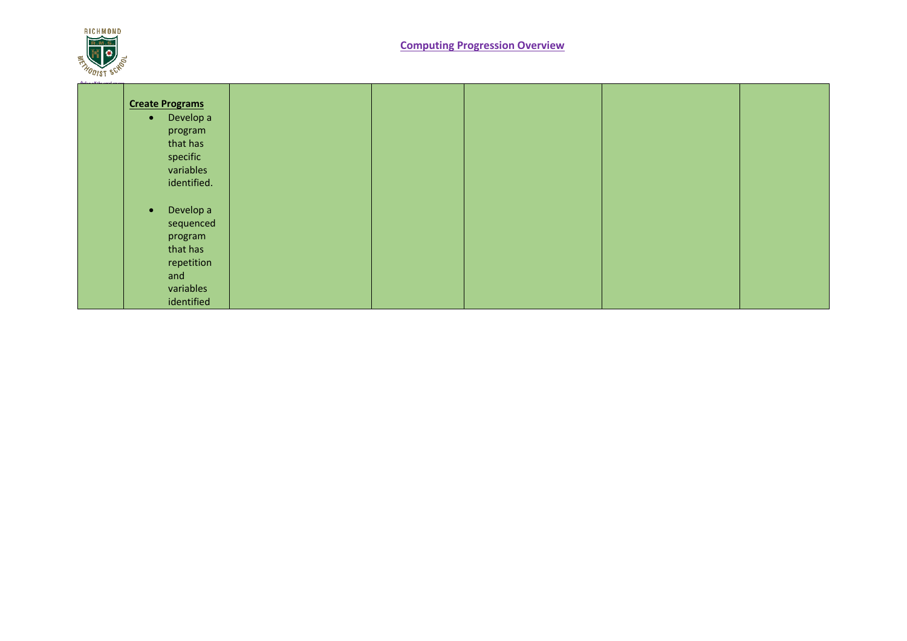| | | | | | | |
|---|---|---|---|---|---|---|
| | **Create Programs** <br>• Develop a program that has specific variables identified.<br>• Develop a sequenced program that has repetition and variables identified | | | | | |